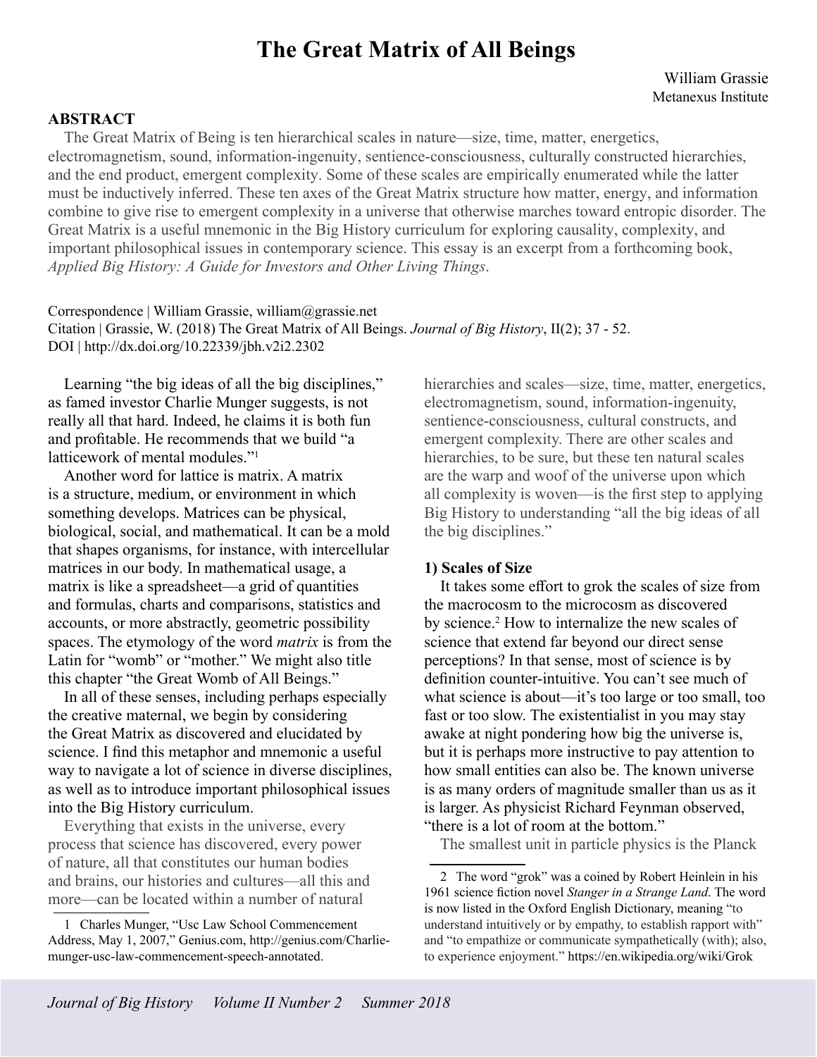# The Great Matrix of All Beings

William Grassie
Metanexus Institute

## ABSTRACT

The Great Matrix of Being is ten hierarchical scales in nature—size, time, matter, energetics, electromagnetism, sound, information-ingenuity, sentience-consciousness, culturally constructed hierarchies, and the end product, emergent complexity. Some of these scales are empirically enumerated while the latter must be inductively inferred. These ten axes of the Great Matrix structure how matter, energy, and information combine to give rise to emergent complexity in a universe that otherwise marches toward entropic disorder. The Great Matrix is a useful mnemonic in the Big History curriculum for exploring causality, complexity, and important philosophical issues in contemporary science. This essay is an excerpt from a forthcoming book, *Applied Big History: A Guide for Investors and Other Living Things*.

Correspondence | William Grassie, william@grassie.net
Citation | Grassie, W. (2018) The Great Matrix of All Beings. *Journal of Big History*, II(2); 37 - 52.
DOI | http://dx.doi.org/10.22339/jbh.v2i2.2302

Learning "the big ideas of all the big disciplines," as famed investor Charlie Munger suggests, is not really all that hard. Indeed, he claims it is both fun and profitable. He recommends that we build "a latticework of mental modules."[1]

Another word for lattice is matrix. A matrix is a structure, medium, or environment in which something develops. Matrices can be physical, biological, social, and mathematical. It can be a mold that shapes organisms, for instance, with intercellular matrices in our body. In mathematical usage, a matrix is like a spreadsheet—a grid of quantities and formulas, charts and comparisons, statistics and accounts, or more abstractly, geometric possibility spaces. The etymology of the word *matrix* is from the Latin for "womb" or "mother." We might also title this chapter "the Great Womb of All Beings."

In all of these senses, including perhaps especially the creative maternal, we begin by considering the Great Matrix as discovered and elucidated by science. I find this metaphor and mnemonic a useful way to navigate a lot of science in diverse disciplines, as well as to introduce important philosophical issues into the Big History curriculum.

Everything that exists in the universe, every process that science has discovered, every power of nature, all that constitutes our human bodies and brains, our histories and cultures—all this and more—can be located within a number of natural hierarchies and scales—size, time, matter, energetics, electromagnetism, sound, information-ingenuity, sentience-consciousness, cultural constructs, and emergent complexity. There are other scales and hierarchies, to be sure, but these ten natural scales are the warp and woof of the universe upon which all complexity is woven—is the first step to applying Big History to understanding "all the big ideas of all the big disciplines."

### 1) Scales of Size

It takes some effort to grok the scales of size from the macrocosm to the microcosm as discovered by science.[2] How to internalize the new scales of science that extend far beyond our direct sense perceptions? In that sense, most of science is by definition counter-intuitive. You can't see much of what science is about—it's too large or too small, too fast or too slow. The existentialist in you may stay awake at night pondering how big the universe is, but it is perhaps more instructive to pay attention to how small entities can also be. The known universe is as many orders of magnitude smaller than us as it is larger. As physicist Richard Feynman observed, "there is a lot of room at the bottom."

The smallest unit in particle physics is the Planck

---

1 Charles Munger, "Usc Law School Commencement Address, May 1, 2007," Genius.com, http://genius.com/Charlie-munger-usc-law-commencement-speech-annotated.

2 The word "grok" was a coined by Robert Heinlein in his 1961 science fiction novel *Stanger in a Strange Land*. The word is now listed in the Oxford English Dictionary, meaning "to understand intuitively or by empathy, to establish rapport with" and "to empathize or communicate sympathetically (with); also, to experience enjoyment." https://en.wikipedia.org/wiki/Grok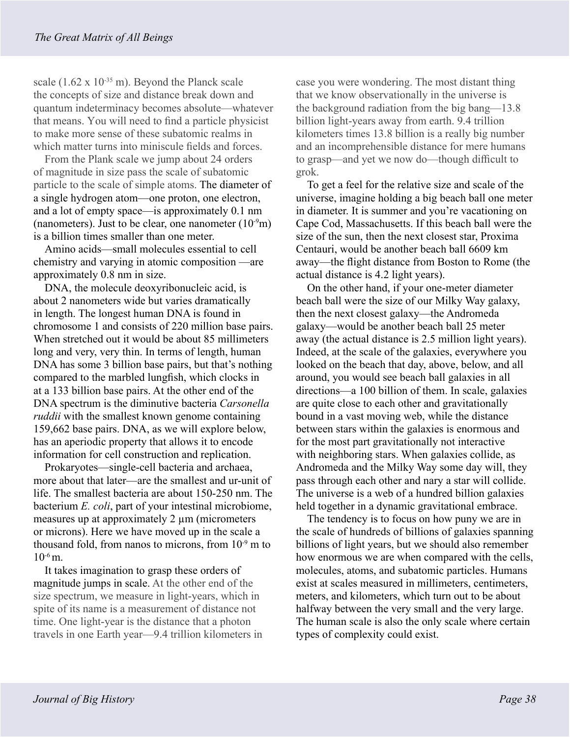scale ($1.62 \times 10^{-35}$ m). Beyond the Planck scale the concepts of size and distance break down and quantum indeterminacy becomes absolute—whatever that means. You will need to find a particle physicist to make more sense of these subatomic realms in which matter turns into miniscule fields and forces.

From the Plank scale we jump about 24 orders of magnitude in size pass the scale of subatomic particle to the scale of simple atoms. The diameter of a single hydrogen atom—one proton, one electron, and a lot of empty space—is approximately 0.1 nm (nanometers). Just to be clear, one nanometer ($10^{-9}$m) is a billion times smaller than one meter.

Amino acids—small molecules essential to cell chemistry and varying in atomic composition —are approximately 0.8 nm in size.

DNA, the molecule deoxyribonucleic acid, is about 2 nanometers wide but varies dramatically in length. The longest human DNA is found in chromosome 1 and consists of 220 million base pairs. When stretched out it would be about 85 millimeters long and very, very thin. In terms of length, human DNA has some 3 billion base pairs, but that's nothing compared to the marbled lungfish, which clocks in at a 133 billion base pairs. At the other end of the DNA spectrum is the diminutive bacteria *Carsonella ruddii* with the smallest known genome containing 159,662 base pairs. DNA, as we will explore below, has an aperiodic property that allows it to encode information for cell construction and replication.

Prokaryotes—single-cell bacteria and archaea, more about that later—are the smallest and ur-unit of life. The smallest bacteria are about 150-250 nm. The bacterium *E. coli*, part of your intestinal microbiome, measures up at approximately 2 µm (micrometers or microns). Here we have moved up in the scale a thousand fold, from nanos to microns, from $10^{-9}$ m to $10^{-6}$ m.

It takes imagination to grasp these orders of magnitude jumps in scale. At the other end of the size spectrum, we measure in light-years, which in spite of its name is a measurement of distance not time. One light-year is the distance that a photon travels in one Earth year—9.4 trillion kilometers in case you were wondering. The most distant thing that we know observationally in the universe is the background radiation from the big bang—13.8 billion light-years away from earth. 9.4 trillion kilometers times 13.8 billion is a really big number and an incomprehensible distance for mere humans to grasp—and yet we now do—though difficult to grok.

To get a feel for the relative size and scale of the universe, imagine holding a big beach ball one meter in diameter. It is summer and you're vacationing on Cape Cod, Massachusetts. If this beach ball were the size of the sun, then the next closest star, Proxima Centauri, would be another beach ball 6609 km away—the flight distance from Boston to Rome (the actual distance is 4.2 light years).

On the other hand, if your one-meter diameter beach ball were the size of our Milky Way galaxy, then the next closest galaxy—the Andromeda galaxy—would be another beach ball 25 meter away (the actual distance is 2.5 million light years). Indeed, at the scale of the galaxies, everywhere you looked on the beach that day, above, below, and all around, you would see beach ball galaxies in all directions—a 100 billion of them. In scale, galaxies are quite close to each other and gravitationally bound in a vast moving web, while the distance between stars within the galaxies is enormous and for the most part gravitationally not interactive with neighboring stars. When galaxies collide, as Andromeda and the Milky Way some day will, they pass through each other and nary a star will collide. The universe is a web of a hundred billion galaxies held together in a dynamic gravitational embrace.

The tendency is to focus on how puny we are in the scale of hundreds of billions of galaxies spanning billions of light years, but we should also remember how enormous we are when compared with the cells, molecules, atoms, and subatomic particles. Humans exist at scales measured in millimeters, centimeters, meters, and kilometers, which turn out to be about halfway between the very small and the very large. The human scale is also the only scale where certain types of complexity could exist.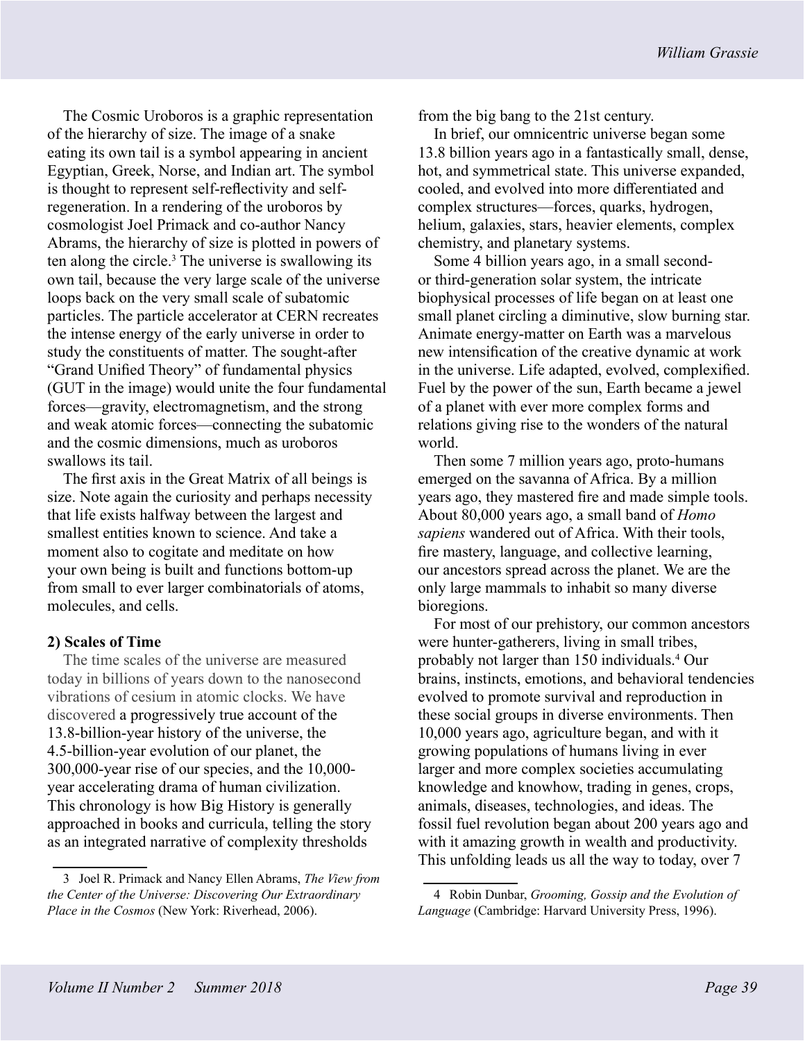The Cosmic Uroboros is a graphic representation of the hierarchy of size. The image of a snake eating its own tail is a symbol appearing in ancient Egyptian, Greek, Norse, and Indian art. The symbol is thought to represent self-reflectivity and self-regeneration. In a rendering of the uroboros by cosmologist Joel Primack and co-author Nancy Abrams, the hierarchy of size is plotted in powers of ten along the circle.[3] The universe is swallowing its own tail, because the very large scale of the universe loops back on the very small scale of subatomic particles. The particle accelerator at CERN recreates the intense energy of the early universe in order to study the constituents of matter. The sought-after "Grand Unified Theory" of fundamental physics (GUT in the image) would unite the four fundamental forces—gravity, electromagnetism, and the strong and weak atomic forces—connecting the subatomic and the cosmic dimensions, much as uroboros swallows its tail.

The first axis in the Great Matrix of all beings is size. Note again the curiosity and perhaps necessity that life exists halfway between the largest and smallest entities known to science. And take a moment also to cogitate and meditate on how your own being is built and functions bottom-up from small to ever larger combinatorials of atoms, molecules, and cells.

### 2) Scales of Time

The time scales of the universe are measured today in billions of years down to the nanosecond vibrations of cesium in atomic clocks. We have discovered a progressively true account of the 13.8-billion-year history of the universe, the 4.5-billion-year evolution of our planet, the 300,000-year rise of our species, and the 10,000-year accelerating drama of human civilization. This chronology is how Big History is generally approached in books and curricula, telling the story as an integrated narrative of complexity thresholds from the big bang to the 21st century.

In brief, our omnicentric universe began some 13.8 billion years ago in a fantastically small, dense, hot, and symmetrical state. This universe expanded, cooled, and evolved into more differentiated and complex structures—forces, quarks, hydrogen, helium, galaxies, stars, heavier elements, complex chemistry, and planetary systems.

Some 4 billion years ago, in a small second- or third-generation solar system, the intricate biophysical processes of life began on at least one small planet circling a diminutive, slow burning star. Animate energy-matter on Earth was a marvelous new intensification of the creative dynamic at work in the universe. Life adapted, evolved, complexified. Fuel by the power of the sun, Earth became a jewel of a planet with ever more complex forms and relations giving rise to the wonders of the natural world.

Then some 7 million years ago, proto-humans emerged on the savanna of Africa. By a million years ago, they mastered fire and made simple tools. About 80,000 years ago, a small band of *Homo sapiens* wandered out of Africa. With their tools, fire mastery, language, and collective learning, our ancestors spread across the planet. We are the only large mammals to inhabit so many diverse bioregions.

For most of our prehistory, our common ancestors were hunter-gatherers, living in small tribes, probably not larger than 150 individuals.[4] Our brains, instincts, emotions, and behavioral tendencies evolved to promote survival and reproduction in these social groups in diverse environments. Then 10,000 years ago, agriculture began, and with it growing populations of humans living in ever larger and more complex societies accumulating knowledge and knowhow, trading in genes, crops, animals, diseases, technologies, and ideas. The fossil fuel revolution began about 200 years ago and with it amazing growth in wealth and productivity. This unfolding leads us all the way to today, over 7

---

3 Joel R. Primack and Nancy Ellen Abrams, *The View from the Center of the Universe: Discovering Our Extraordinary Place in the Cosmos* (New York: Riverhead, 2006).

4 Robin Dunbar, *Grooming, Gossip and the Evolution of Language* (Cambridge: Harvard University Press, 1996).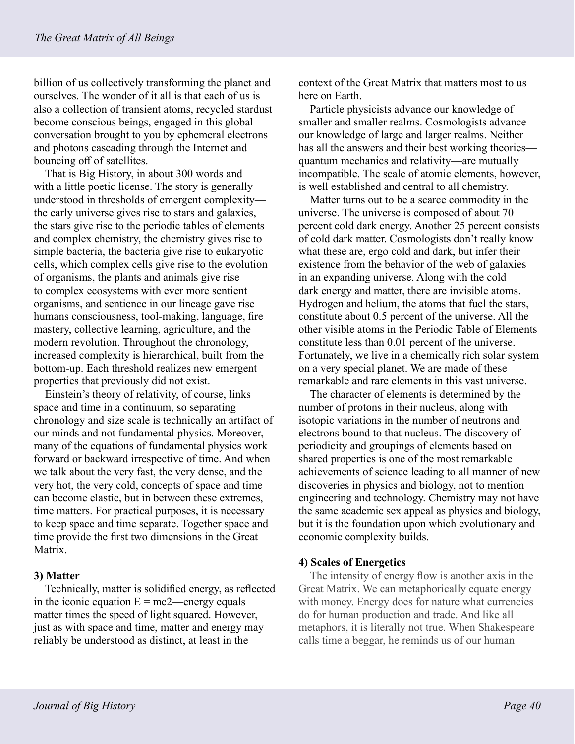billion of us collectively transforming the planet and ourselves. The wonder of it all is that each of us is also a collection of transient atoms, recycled stardust become conscious beings, engaged in this global conversation brought to you by ephemeral electrons and photons cascading through the Internet and bouncing off of satellites.

That is Big History, in about 300 words and with a little poetic license. The story is generally understood in thresholds of emergent complexity—the early universe gives rise to stars and galaxies, the stars give rise to the periodic tables of elements and complex chemistry, the chemistry gives rise to simple bacteria, the bacteria give rise to eukaryotic cells, which complex cells give rise to the evolution of organisms, the plants and animals give rise to complex ecosystems with ever more sentient organisms, and sentience in our lineage gave rise humans consciousness, tool-making, language, fire mastery, collective learning, agriculture, and the modern revolution. Throughout the chronology, increased complexity is hierarchical, built from the bottom-up. Each threshold realizes new emergent properties that previously did not exist.

Einstein's theory of relativity, of course, links space and time in a continuum, so separating chronology and size scale is technically an artifact of our minds and not fundamental physics. Moreover, many of the equations of fundamental physics work forward or backward irrespective of time. And when we talk about the very fast, the very dense, and the very hot, the very cold, concepts of space and time can become elastic, but in between these extremes, time matters. For practical purposes, it is necessary to keep space and time separate. Together space and time provide the first two dimensions in the Great Matrix.

### 3) Matter

Technically, matter is solidified energy, as reflected in the iconic equation $E = mc2$—energy equals matter times the speed of light squared. However, just as with space and time, matter and energy may reliably be understood as distinct, at least in the context of the Great Matrix that matters most to us here on Earth.

Particle physicists advance our knowledge of smaller and smaller realms. Cosmologists advance our knowledge of large and larger realms. Neither has all the answers and their best working theories—quantum mechanics and relativity—are mutually incompatible. The scale of atomic elements, however, is well established and central to all chemistry.

Matter turns out to be a scarce commodity in the universe. The universe is composed of about 70 percent cold dark energy. Another 25 percent consists of cold dark matter. Cosmologists don't really know what these are, ergo cold and dark, but infer their existence from the behavior of the web of galaxies in an expanding universe. Along with the cold dark energy and matter, there are invisible atoms. Hydrogen and helium, the atoms that fuel the stars, constitute about 0.5 percent of the universe. All the other visible atoms in the Periodic Table of Elements constitute less than 0.01 percent of the universe. Fortunately, we live in a chemically rich solar system on a very special planet. We are made of these remarkable and rare elements in this vast universe.

The character of elements is determined by the number of protons in their nucleus, along with isotopic variations in the number of neutrons and electrons bound to that nucleus. The discovery of periodicity and groupings of elements based on shared properties is one of the most remarkable achievements of science leading to all manner of new discoveries in physics and biology, not to mention engineering and technology. Chemistry may not have the same academic sex appeal as physics and biology, but it is the foundation upon which evolutionary and economic complexity builds.

### 4) Scales of Energetics

The intensity of energy flow is another axis in the Great Matrix. We can metaphorically equate energy with money. Energy does for nature what currencies do for human production and trade. And like all metaphors, it is literally not true. When Shakespeare calls time a beggar, he reminds us of our human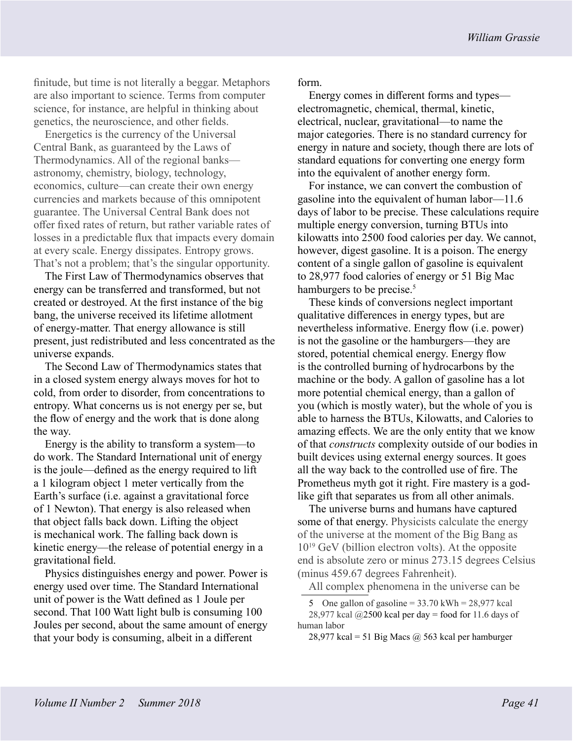finitude, but time is not literally a beggar. Metaphors are also important to science. Terms from computer science, for instance, are helpful in thinking about genetics, the neuroscience, and other fields.

Energetics is the currency of the Universal Central Bank, as guaranteed by the Laws of Thermodynamics. All of the regional banks—astronomy, chemistry, biology, technology, economics, culture—can create their own energy currencies and markets because of this omnipotent guarantee. The Universal Central Bank does not offer fixed rates of return, but rather variable rates of losses in a predictable flux that impacts every domain at every scale. Energy dissipates. Entropy grows. That's not a problem; that's the singular opportunity.

The First Law of Thermodynamics observes that energy can be transferred and transformed, but not created or destroyed. At the first instance of the big bang, the universe received its lifetime allotment of energy-matter. That energy allowance is still present, just redistributed and less concentrated as the universe expands.

The Second Law of Thermodynamics states that in a closed system energy always moves for hot to cold, from order to disorder, from concentrations to entropy. What concerns us is not energy per se, but the flow of energy and the work that is done along the way.

Energy is the ability to transform a system—to do work. The Standard International unit of energy is the joule—defined as the energy required to lift a 1 kilogram object 1 meter vertically from the Earth's surface (i.e. against a gravitational force of 1 Newton). That energy is also released when that object falls back down. Lifting the object is mechanical work. The falling back down is kinetic energy—the release of potential energy in a gravitational field.

Physics distinguishes energy and power. Power is energy used over time. The Standard International unit of power is the Watt defined as 1 Joule per second. That 100 Watt light bulb is consuming 100 Joules per second, about the same amount of energy that your body is consuming, albeit in a different form.

Energy comes in different forms and types—electromagnetic, chemical, thermal, kinetic, electrical, nuclear, gravitational—to name the major categories. There is no standard currency for energy in nature and society, though there are lots of standard equations for converting one energy form into the equivalent of another energy form.

For instance, we can convert the combustion of gasoline into the equivalent of human labor—11.6 days of labor to be precise. These calculations require multiple energy conversion, turning BTUs into kilowatts into 2500 food calories per day. We cannot, however, digest gasoline. It is a poison. The energy content of a single gallon of gasoline is equivalent to 28,977 food calories of energy or 51 Big Mac hamburgers to be precise.[5]

These kinds of conversions neglect important qualitative differences in energy types, but are nevertheless informative. Energy flow (i.e. power) is not the gasoline or the hamburgers—they are stored, potential chemical energy. Energy flow is the controlled burning of hydrocarbons by the machine or the body. A gallon of gasoline has a lot more potential chemical energy, than a gallon of you (which is mostly water), but the whole of you is able to harness the BTUs, Kilowatts, and Calories to amazing effects. We are the only entity that we know of that *constructs* complexity outside of our bodies in built devices using external energy sources. It goes all the way back to the controlled use of fire. The Prometheus myth got it right. Fire mastery is a god-like gift that separates us from all other animals.

The universe burns and humans have captured some of that energy. Physicists calculate the energy of the universe at the moment of the Big Bang as $10^{19}$ GeV (billion electron volts). At the opposite end is absolute zero or minus 273.15 degrees Celsius (minus 459.67 degrees Fahrenheit).

All complex phenomena in the universe can be

---

5 One gallon of gasoline = 33.70 kWh = 28,977 kcal
28,977 kcal @2500 kcal per day = food for 11.6 days of human labor
28,977 kcal = 51 Big Macs @ 563 kcal per hamburger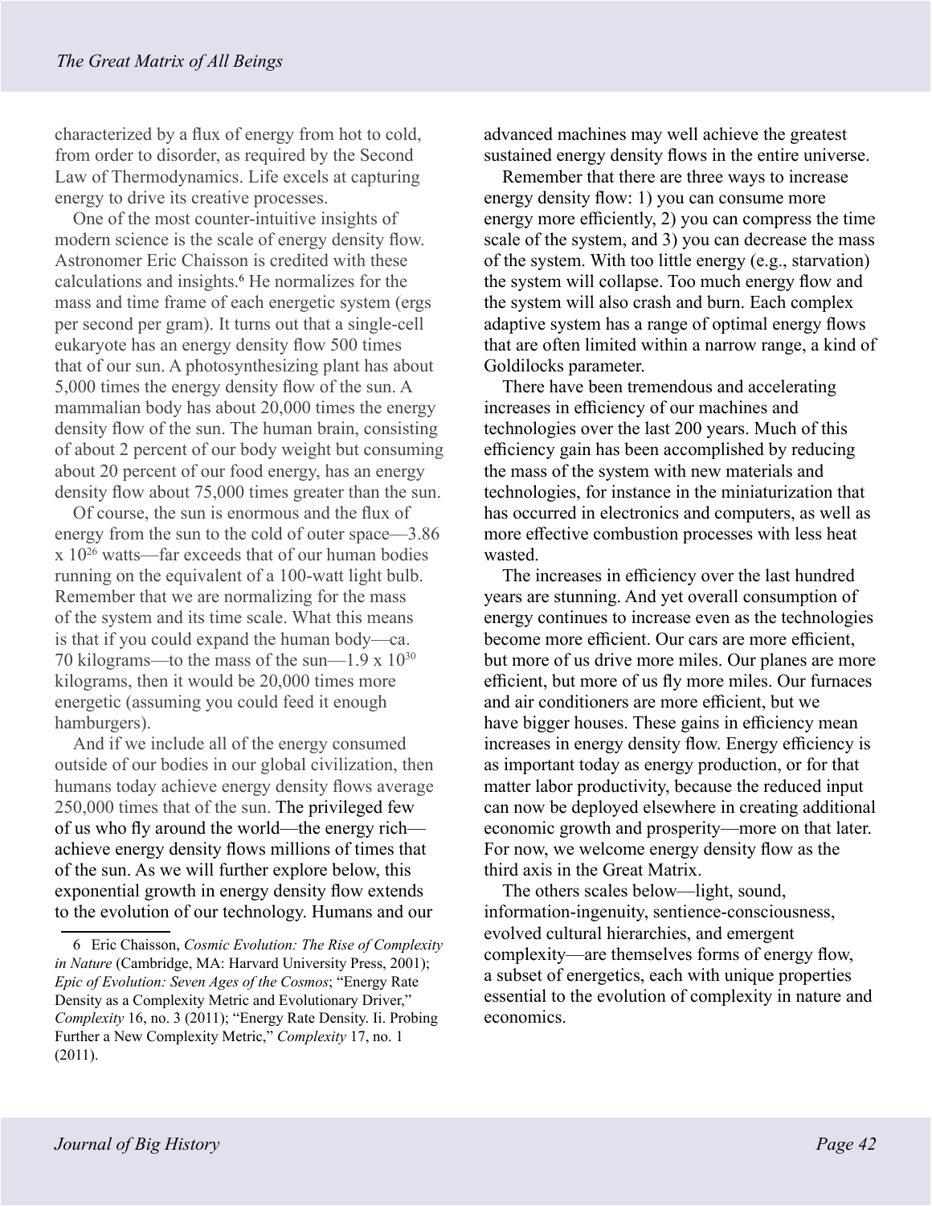characterized by a flux of energy from hot to cold, from order to disorder, as required by the Second Law of Thermodynamics. Life excels at capturing energy to drive its creative processes.

One of the most counter-intuitive insights of modern science is the scale of energy density flow. Astronomer Eric Chaisson is credited with these calculations and insights.[6] He normalizes for the mass and time frame of each energetic system (ergs per second per gram). It turns out that a single-cell eukaryote has an energy density flow 500 times that of our sun. A photosynthesizing plant has about 5,000 times the energy density flow of the sun. A mammalian body has about 20,000 times the energy density flow of the sun. The human brain, consisting of about 2 percent of our body weight but consuming about 20 percent of our food energy, has an energy density flow about 75,000 times greater than the sun.

Of course, the sun is enormous and the flux of energy from the sun to the cold of outer space—3.86 x $10^{26}$ watts—far exceeds that of our human bodies running on the equivalent of a 100-watt light bulb. Remember that we are normalizing for the mass of the system and its time scale. What this means is that if you could expand the human body—ca. 70 kilograms—to the mass of the sun—1.9 x $10^{30}$ kilograms, then it would be 20,000 times more energetic (assuming you could feed it enough hamburgers).

And if we include all of the energy consumed outside of our bodies in our global civilization, then humans today achieve energy density flows average 250,000 times that of the sun. The privileged few of us who fly around the world—the energy rich—achieve energy density flows millions of times that of the sun. As we will further explore below, this exponential growth in energy density flow extends to the evolution of our technology. Humans and our advanced machines may well achieve the greatest sustained energy density flows in the entire universe.

Remember that there are three ways to increase energy density flow: 1) you can consume more energy more efficiently, 2) you can compress the time scale of the system, and 3) you can decrease the mass of the system. With too little energy (e.g., starvation) the system will collapse. Too much energy flow and the system will also crash and burn. Each complex adaptive system has a range of optimal energy flows that are often limited within a narrow range, a kind of Goldilocks parameter.

There have been tremendous and accelerating increases in efficiency of our machines and technologies over the last 200 years. Much of this efficiency gain has been accomplished by reducing the mass of the system with new materials and technologies, for instance in the miniaturization that has occurred in electronics and computers, as well as more effective combustion processes with less heat wasted.

The increases in efficiency over the last hundred years are stunning. And yet overall consumption of energy continues to increase even as the technologies become more efficient. Our cars are more efficient, but more of us drive more miles. Our planes are more efficient, but more of us fly more miles. Our furnaces and air conditioners are more efficient, but we have bigger houses. These gains in efficiency mean increases in energy density flow. Energy efficiency is as important today as energy production, or for that matter labor productivity, because the reduced input can now be deployed elsewhere in creating additional economic growth and prosperity—more on that later. For now, we welcome energy density flow as the third axis in the Great Matrix.

The others scales below—light, sound, information-ingenuity, sentience-consciousness, evolved cultural hierarchies, and emergent complexity—are themselves forms of energy flow, a subset of energetics, each with unique properties essential to the evolution of complexity in nature and economics.

---

6 Eric Chaisson, *Cosmic Evolution: The Rise of Complexity in Nature* (Cambridge, MA: Harvard University Press, 2001); *Epic of Evolution: Seven Ages of the Cosmos*; "Energy Rate Density as a Complexity Metric and Evolutionary Driver," *Complexity* 16, no. 3 (2011); "Energy Rate Density. Ii. Probing Further a New Complexity Metric," *Complexity* 17, no. 1 (2011).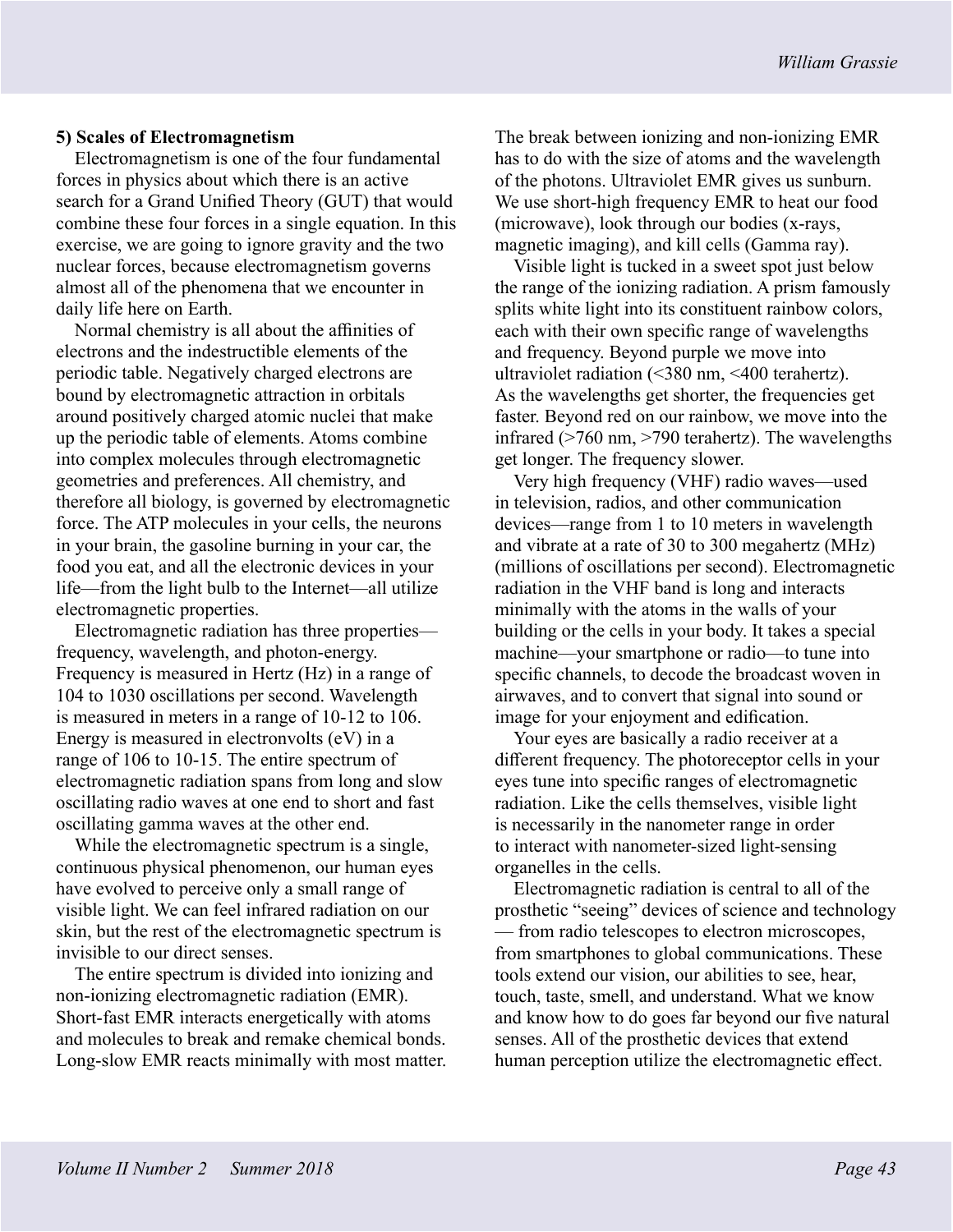### 5) Scales of Electromagnetism

Electromagnetism is one of the four fundamental forces in physics about which there is an active search for a Grand Unified Theory (GUT) that would combine these four forces in a single equation. In this exercise, we are going to ignore gravity and the two nuclear forces, because electromagnetism governs almost all of the phenomena that we encounter in daily life here on Earth.

Normal chemistry is all about the affinities of electrons and the indestructible elements of the periodic table. Negatively charged electrons are bound by electromagnetic attraction in orbitals around positively charged atomic nuclei that make up the periodic table of elements. Atoms combine into complex molecules through electromagnetic geometries and preferences. All chemistry, and therefore all biology, is governed by electromagnetic force. The ATP molecules in your cells, the neurons in your brain, the gasoline burning in your car, the food you eat, and all the electronic devices in your life—from the light bulb to the Internet—all utilize electromagnetic properties.

Electromagnetic radiation has three properties—frequency, wavelength, and photon-energy. Frequency is measured in Hertz (Hz) in a range of 104 to 1030 oscillations per second. Wavelength is measured in meters in a range of 10-12 to 106. Energy is measured in electronvolts (eV) in a range of 106 to 10-15. The entire spectrum of electromagnetic radiation spans from long and slow oscillating radio waves at one end to short and fast oscillating gamma waves at the other end.

While the electromagnetic spectrum is a single, continuous physical phenomenon, our human eyes have evolved to perceive only a small range of visible light. We can feel infrared radiation on our skin, but the rest of the electromagnetic spectrum is invisible to our direct senses.

The entire spectrum is divided into ionizing and non-ionizing electromagnetic radiation (EMR). Short-fast EMR interacts energetically with atoms and molecules to break and remake chemical bonds. Long-slow EMR reacts minimally with most matter. The break between ionizing and non-ionizing EMR has to do with the size of atoms and the wavelength of the photons. Ultraviolet EMR gives us sunburn. We use short-high frequency EMR to heat our food (microwave), look through our bodies (x-rays, magnetic imaging), and kill cells (Gamma ray).

Visible light is tucked in a sweet spot just below the range of the ionizing radiation. A prism famously splits white light into its constituent rainbow colors, each with their own specific range of wavelengths and frequency. Beyond purple we move into ultraviolet radiation (<380 nm, <400 terahertz). As the wavelengths get shorter, the frequencies get faster. Beyond red on our rainbow, we move into the infrared (>760 nm, >790 terahertz). The wavelengths get longer. The frequency slower.

Very high frequency (VHF) radio waves—used in television, radios, and other communication devices—range from 1 to 10 meters in wavelength and vibrate at a rate of 30 to 300 megahertz (MHz) (millions of oscillations per second). Electromagnetic radiation in the VHF band is long and interacts minimally with the atoms in the walls of your building or the cells in your body. It takes a special machine—your smartphone or radio—to tune into specific channels, to decode the broadcast woven in airwaves, and to convert that signal into sound or image for your enjoyment and edification.

Your eyes are basically a radio receiver at a different frequency. The photoreceptor cells in your eyes tune into specific ranges of electromagnetic radiation. Like the cells themselves, visible light is necessarily in the nanometer range in order to interact with nanometer-sized light-sensing organelles in the cells.

Electromagnetic radiation is central to all of the prosthetic "seeing" devices of science and technology — from radio telescopes to electron microscopes, from smartphones to global communications. These tools extend our vision, our abilities to see, hear, touch, taste, smell, and understand. What we know and know how to do goes far beyond our five natural senses. All of the prosthetic devices that extend human perception utilize the electromagnetic effect.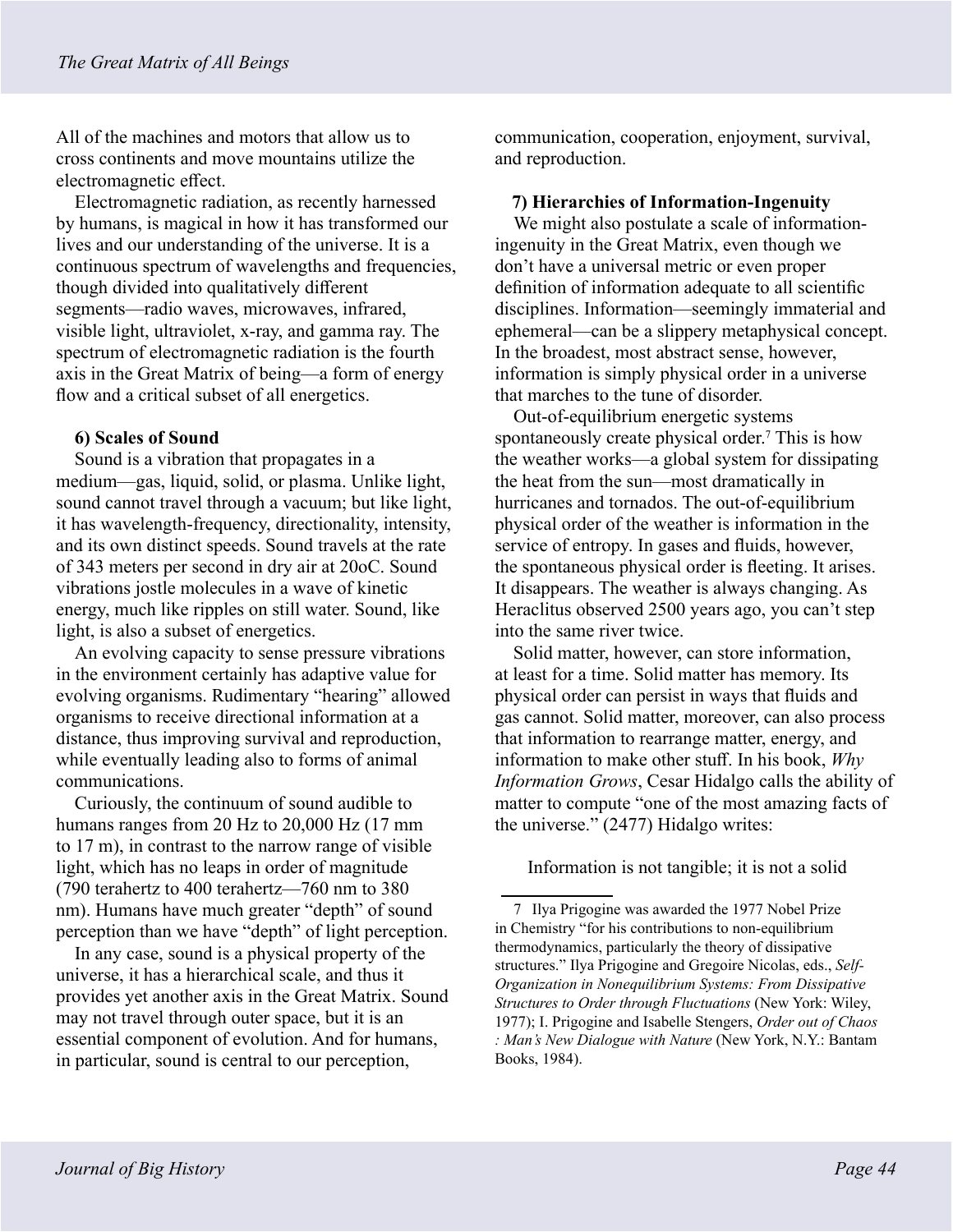All of the machines and motors that allow us to cross continents and move mountains utilize the electromagnetic effect.

Electromagnetic radiation, as recently harnessed by humans, is magical in how it has transformed our lives and our understanding of the universe. It is a continuous spectrum of wavelengths and frequencies, though divided into qualitatively different segments—radio waves, microwaves, infrared, visible light, ultraviolet, x-ray, and gamma ray. The spectrum of electromagnetic radiation is the fourth axis in the Great Matrix of being—a form of energy flow and a critical subset of all energetics.

**6) Scales of Sound**

Sound is a vibration that propagates in a medium—gas, liquid, solid, or plasma. Unlike light, sound cannot travel through a vacuum; but like light, it has wavelength-frequency, directionality, intensity, and its own distinct speeds. Sound travels at the rate of 343 meters per second in dry air at 20oC. Sound vibrations jostle molecules in a wave of kinetic energy, much like ripples on still water. Sound, like light, is also a subset of energetics.

An evolving capacity to sense pressure vibrations in the environment certainly has adaptive value for evolving organisms. Rudimentary "hearing" allowed organisms to receive directional information at a distance, thus improving survival and reproduction, while eventually leading also to forms of animal communications.

Curiously, the continuum of sound audible to humans ranges from 20 Hz to 20,000 Hz (17 mm to 17 m), in contrast to the narrow range of visible light, which has no leaps in order of magnitude (790 terahertz to 400 terahertz—760 nm to 380 nm). Humans have much greater "depth" of sound perception than we have "depth" of light perception.

In any case, sound is a physical property of the universe, it has a hierarchical scale, and thus it provides yet another axis in the Great Matrix. Sound may not travel through outer space, but it is an essential component of evolution. And for humans, in particular, sound is central to our perception, communication, cooperation, enjoyment, survival, and reproduction.

**7) Hierarchies of Information-Ingenuity**

We might also postulate a scale of information-ingenuity in the Great Matrix, even though we don't have a universal metric or even proper definition of information adequate to all scientific disciplines. Information—seemingly immaterial and ephemeral—can be a slippery metaphysical concept. In the broadest, most abstract sense, however, information is simply physical order in a universe that marches to the tune of disorder.

Out-of-equilibrium energetic systems spontaneously create physical order.[7] This is how the weather works—a global system for dissipating the heat from the sun—most dramatically in hurricanes and tornados. The out-of-equilibrium physical order of the weather is information in the service of entropy. In gases and fluids, however, the spontaneous physical order is fleeting. It arises. It disappears. The weather is always changing. As Heraclitus observed 2500 years ago, you can't step into the same river twice.

Solid matter, however, can store information, at least for a time. Solid matter has memory. Its physical order can persist in ways that fluids and gas cannot. Solid matter, moreover, can also process that information to rearrange matter, energy, and information to make other stuff. In his book, *Why Information Grows*, Cesar Hidalgo calls the ability of matter to compute "one of the most amazing facts of the universe." (2477) Hidalgo writes:

> Information is not tangible; it is not a solid

---

7 Ilya Prigogine was awarded the 1977 Nobel Prize in Chemistry "for his contributions to non-equilibrium thermodynamics, particularly the theory of dissipative structures." Ilya Prigogine and Gregoire Nicolas, eds., *Self-Organization in Nonequilibrium Systems: From Dissipative Structures to Order through Fluctuations* (New York: Wiley, 1977); I. Prigogine and Isabelle Stengers, *Order out of Chaos : Man's New Dialogue with Nature* (New York, N.Y.: Bantam Books, 1984).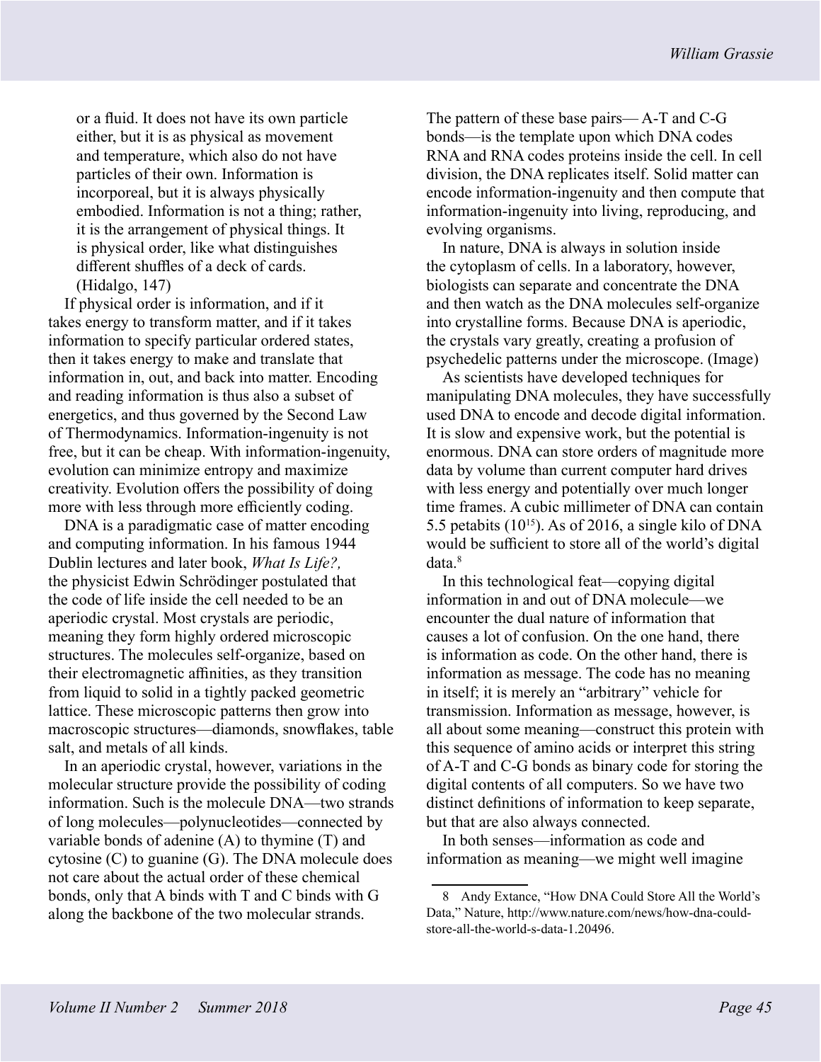> or a fluid. It does not have its own particle either, but it is as physical as movement and temperature, which also do not have particles of their own. Information is incorporeal, but it is always physically embodied. Information is not a thing; rather, it is the arrangement of physical things. It is physical order, like what distinguishes different shuffles of a deck of cards. (Hidalgo, 147)

If physical order is information, and if it takes energy to transform matter, and if it takes information to specify particular ordered states, then it takes energy to make and translate that information in, out, and back into matter. Encoding and reading information is thus also a subset of energetics, and thus governed by the Second Law of Thermodynamics. Information-ingenuity is not free, but it can be cheap. With information-ingenuity, evolution can minimize entropy and maximize creativity. Evolution offers the possibility of doing more with less through more efficiently coding.

DNA is a paradigmatic case of matter encoding and computing information. In his famous 1944 Dublin lectures and later book, *What Is Life?,* the physicist Edwin Schrödinger postulated that the code of life inside the cell needed to be an aperiodic crystal. Most crystals are periodic, meaning they form highly ordered microscopic structures. The molecules self-organize, based on their electromagnetic affinities, as they transition from liquid to solid in a tightly packed geometric lattice. These microscopic patterns then grow into macroscopic structures—diamonds, snowflakes, table salt, and metals of all kinds.

In an aperiodic crystal, however, variations in the molecular structure provide the possibility of coding information. Such is the molecule DNA—two strands of long molecules—polynucleotides—connected by variable bonds of adenine (A) to thymine (T) and cytosine (C) to guanine (G). The DNA molecule does not care about the actual order of these chemical bonds, only that A binds with T and C binds with G along the backbone of the two molecular strands. The pattern of these base pairs— A-T and C-G bonds—is the template upon which DNA codes RNA and RNA codes proteins inside the cell. In cell division, the DNA replicates itself. Solid matter can encode information-ingenuity and then compute that information-ingenuity into living, reproducing, and evolving organisms.

In nature, DNA is always in solution inside the cytoplasm of cells. In a laboratory, however, biologists can separate and concentrate the DNA and then watch as the DNA molecules self-organize into crystalline forms. Because DNA is aperiodic, the crystals vary greatly, creating a profusion of psychedelic patterns under the microscope. (Image)

As scientists have developed techniques for manipulating DNA molecules, they have successfully used DNA to encode and decode digital information. It is slow and expensive work, but the potential is enormous. DNA can store orders of magnitude more data by volume than current computer hard drives with less energy and potentially over much longer time frames. A cubic millimeter of DNA can contain 5.5 petabits ($10^{15}$). As of 2016, a single kilo of DNA would be sufficient to store all of the world's digital data.[8]

In this technological feat—copying digital information in and out of DNA molecule—we encounter the dual nature of information that causes a lot of confusion. On the one hand, there is information as code. On the other hand, there is information as message. The code has no meaning in itself; it is merely an "arbitrary" vehicle for transmission. Information as message, however, is all about some meaning—construct this protein with this sequence of amino acids or interpret this string of A-T and C-G bonds as binary code for storing the digital contents of all computers. So we have two distinct definitions of information to keep separate, but that are also always connected.

In both senses—information as code and information as meaning—we might well imagine

---

8 Andy Extance, "How DNA Could Store All the World's Data," Nature, http://www.nature.com/news/how-dna-could-store-all-the-world-s-data-1.20496.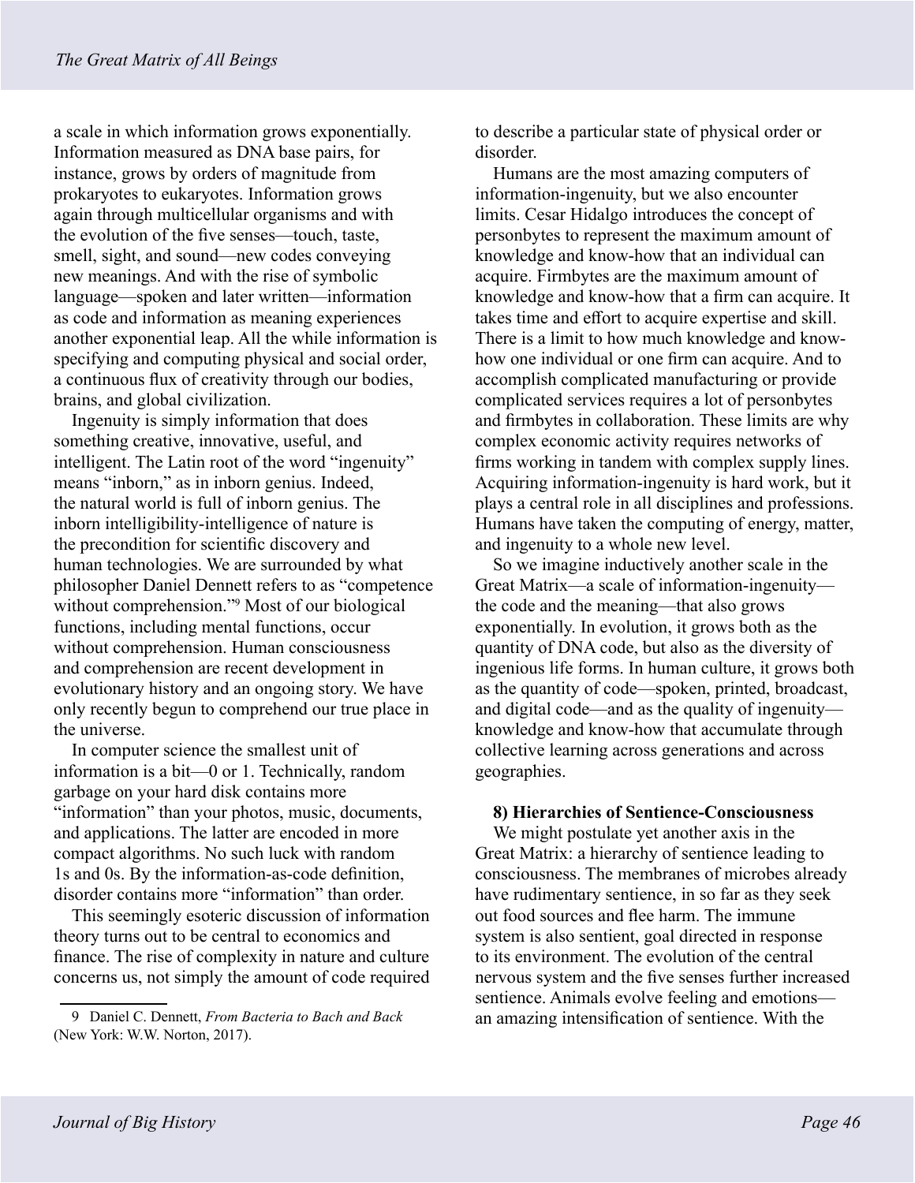a scale in which information grows exponentially. Information measured as DNA base pairs, for instance, grows by orders of magnitude from prokaryotes to eukaryotes. Information grows again through multicellular organisms and with the evolution of the five senses—touch, taste, smell, sight, and sound—new codes conveying new meanings. And with the rise of symbolic language—spoken and later written—information as code and information as meaning experiences another exponential leap. All the while information is specifying and computing physical and social order, a continuous flux of creativity through our bodies, brains, and global civilization.

Ingenuity is simply information that does something creative, innovative, useful, and intelligent. The Latin root of the word "ingenuity" means "inborn," as in inborn genius. Indeed, the natural world is full of inborn genius. The inborn intelligibility-intelligence of nature is the precondition for scientific discovery and human technologies. We are surrounded by what philosopher Daniel Dennett refers to as "competence without comprehension."[9] Most of our biological functions, including mental functions, occur without comprehension. Human consciousness and comprehension are recent development in evolutionary history and an ongoing story. We have only recently begun to comprehend our true place in the universe.

In computer science the smallest unit of information is a bit—0 or 1. Technically, random garbage on your hard disk contains more "information" than your photos, music, documents, and applications. The latter are encoded in more compact algorithms. No such luck with random 1s and 0s. By the information-as-code definition, disorder contains more "information" than order.

This seemingly esoteric discussion of information theory turns out to be central to economics and finance. The rise of complexity in nature and culture concerns us, not simply the amount of code required to describe a particular state of physical order or disorder.

Humans are the most amazing computers of information-ingenuity, but we also encounter limits. Cesar Hidalgo introduces the concept of personbytes to represent the maximum amount of knowledge and know-how that an individual can acquire. Firmbytes are the maximum amount of knowledge and know-how that a firm can acquire. It takes time and effort to acquire expertise and skill. There is a limit to how much knowledge and know-how one individual or one firm can acquire. And to accomplish complicated manufacturing or provide complicated services requires a lot of personbytes and firmbytes in collaboration. These limits are why complex economic activity requires networks of firms working in tandem with complex supply lines. Acquiring information-ingenuity is hard work, but it plays a central role in all disciplines and professions. Humans have taken the computing of energy, matter, and ingenuity to a whole new level.

So we imagine inductively another scale in the Great Matrix—a scale of information-ingenuity—the code and the meaning—that also grows exponentially. In evolution, it grows both as the quantity of DNA code, but also as the diversity of ingenious life forms. In human culture, it grows both as the quantity of code—spoken, printed, broadcast, and digital code—and as the quality of ingenuity—knowledge and know-how that accumulate through collective learning across generations and across geographies.

**8) Hierarchies of Sentience-Consciousness**

We might postulate yet another axis in the Great Matrix: a hierarchy of sentience leading to consciousness. The membranes of microbes already have rudimentary sentience, in so far as they seek out food sources and flee harm. The immune system is also sentient, goal directed in response to its environment. The evolution of the central nervous system and the five senses further increased sentience. Animals evolve feeling and emotions—an amazing intensification of sentience. With the

---

9 Daniel C. Dennett, *From Bacteria to Bach and Back* (New York: W.W. Norton, 2017).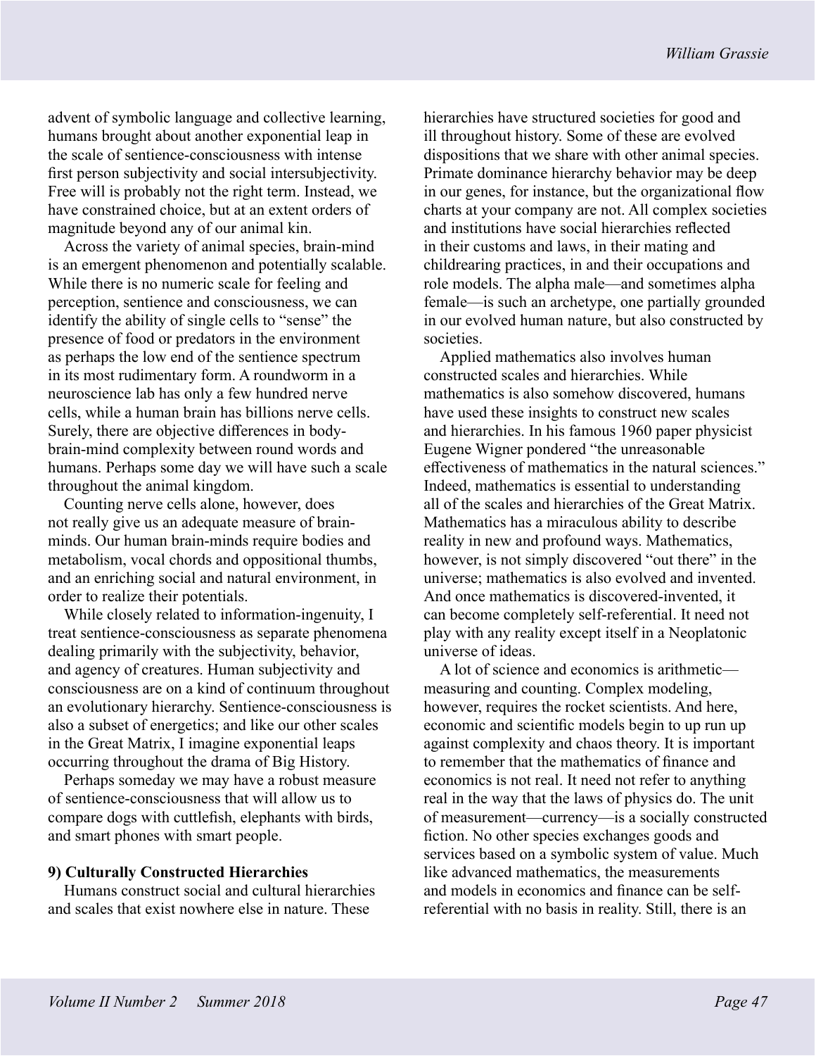advent of symbolic language and collective learning, humans brought about another exponential leap in the scale of sentience-consciousness with intense first person subjectivity and social intersubjectivity. Free will is probably not the right term. Instead, we have constrained choice, but at an extent orders of magnitude beyond any of our animal kin.

Across the variety of animal species, brain-mind is an emergent phenomenon and potentially scalable. While there is no numeric scale for feeling and perception, sentience and consciousness, we can identify the ability of single cells to "sense" the presence of food or predators in the environment as perhaps the low end of the sentience spectrum in its most rudimentary form. A roundworm in a neuroscience lab has only a few hundred nerve cells, while a human brain has billions nerve cells. Surely, there are objective differences in body-brain-mind complexity between round words and humans. Perhaps some day we will have such a scale throughout the animal kingdom.

Counting nerve cells alone, however, does not really give us an adequate measure of brain-minds. Our human brain-minds require bodies and metabolism, vocal chords and oppositional thumbs, and an enriching social and natural environment, in order to realize their potentials.

While closely related to information-ingenuity, I treat sentience-consciousness as separate phenomena dealing primarily with the subjectivity, behavior, and agency of creatures. Human subjectivity and consciousness are on a kind of continuum throughout an evolutionary hierarchy. Sentience-consciousness is also a subset of energetics; and like our other scales in the Great Matrix, I imagine exponential leaps occurring throughout the drama of Big History.

Perhaps someday we may have a robust measure of sentience-consciousness that will allow us to compare dogs with cuttlefish, elephants with birds, and smart phones with smart people.

### 9) Culturally Constructed Hierarchies

Humans construct social and cultural hierarchies and scales that exist nowhere else in nature. These hierarchies have structured societies for good and ill throughout history. Some of these are evolved dispositions that we share with other animal species. Primate dominance hierarchy behavior may be deep in our genes, for instance, but the organizational flow charts at your company are not. All complex societies and institutions have social hierarchies reflected in their customs and laws, in their mating and childrearing practices, in and their occupations and role models. The alpha male—and sometimes alpha female—is such an archetype, one partially grounded in our evolved human nature, but also constructed by societies.

Applied mathematics also involves human constructed scales and hierarchies. While mathematics is also somehow discovered, humans have used these insights to construct new scales and hierarchies. In his famous 1960 paper physicist Eugene Wigner pondered "the unreasonable effectiveness of mathematics in the natural sciences." Indeed, mathematics is essential to understanding all of the scales and hierarchies of the Great Matrix. Mathematics has a miraculous ability to describe reality in new and profound ways. Mathematics, however, is not simply discovered "out there" in the universe; mathematics is also evolved and invented. And once mathematics is discovered-invented, it can become completely self-referential. It need not play with any reality except itself in a Neoplatonic universe of ideas.

A lot of science and economics is arithmetic—measuring and counting. Complex modeling, however, requires the rocket scientists. And here, economic and scientific models begin to up run up against complexity and chaos theory. It is important to remember that the mathematics of finance and economics is not real. It need not refer to anything real in the way that the laws of physics do. The unit of measurement—currency—is a socially constructed fiction. No other species exchanges goods and services based on a symbolic system of value. Much like advanced mathematics, the measurements and models in economics and finance can be self-referential with no basis in reality. Still, there is an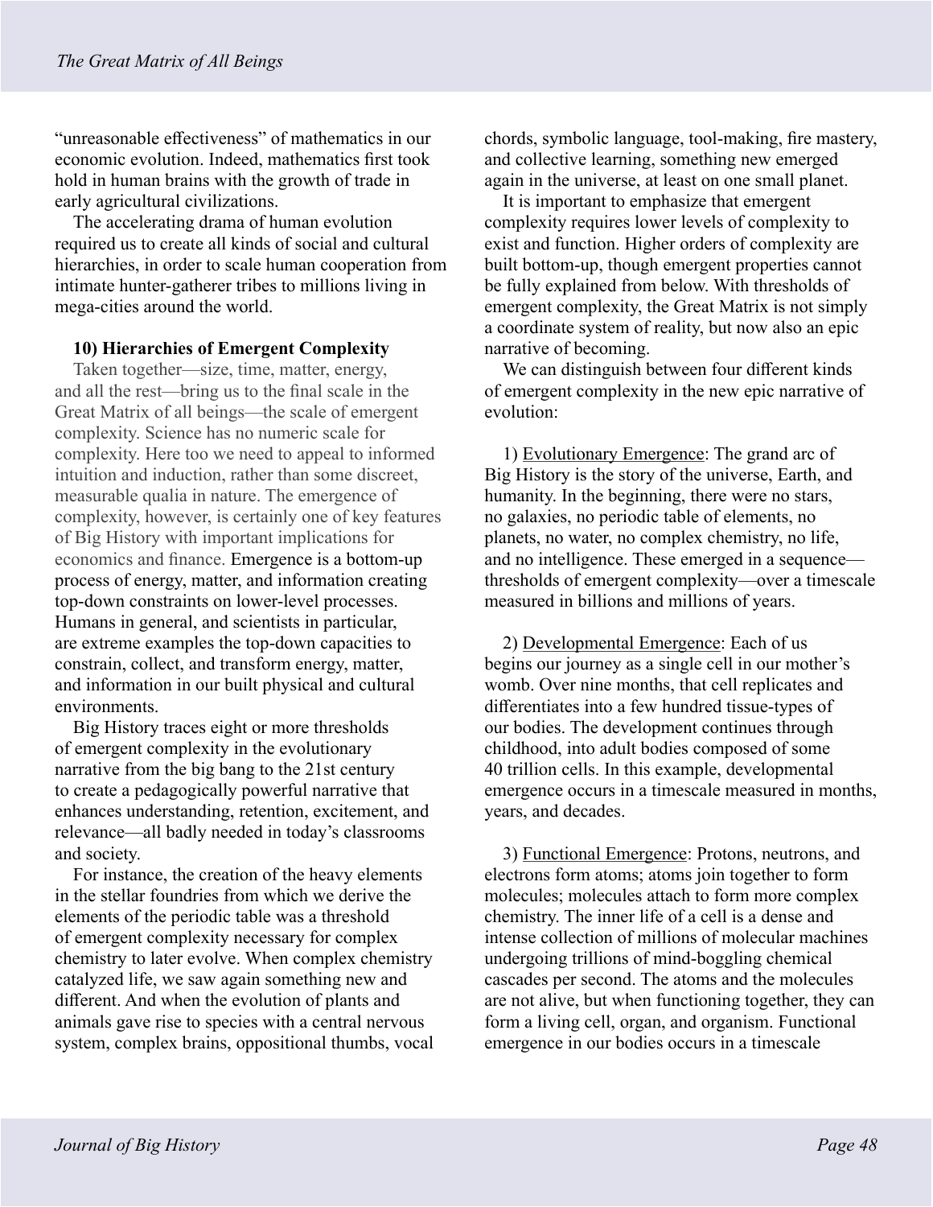"unreasonable effectiveness" of mathematics in our economic evolution. Indeed, mathematics first took hold in human brains with the growth of trade in early agricultural civilizations.

The accelerating drama of human evolution required us to create all kinds of social and cultural hierarchies, in order to scale human cooperation from intimate hunter-gatherer tribes to millions living in mega-cities around the world.

**10) Hierarchies of Emergent Complexity**

Taken together—size, time, matter, energy, and all the rest—bring us to the final scale in the Great Matrix of all beings—the scale of emergent complexity. Science has no numeric scale for complexity. Here too we need to appeal to informed intuition and induction, rather than some discreet, measurable qualia in nature. The emergence of complexity, however, is certainly one of key features of Big History with important implications for economics and finance. Emergence is a bottom-up process of energy, matter, and information creating top-down constraints on lower-level processes. Humans in general, and scientists in particular, are extreme examples the top-down capacities to constrain, collect, and transform energy, matter, and information in our built physical and cultural environments.

Big History traces eight or more thresholds of emergent complexity in the evolutionary narrative from the big bang to the 21st century to create a pedagogically powerful narrative that enhances understanding, retention, excitement, and relevance—all badly needed in today's classrooms and society.

For instance, the creation of the heavy elements in the stellar foundries from which we derive the elements of the periodic table was a threshold of emergent complexity necessary for complex chemistry to later evolve. When complex chemistry catalyzed life, we saw again something new and different. And when the evolution of plants and animals gave rise to species with a central nervous system, complex brains, oppositional thumbs, vocal chords, symbolic language, tool-making, fire mastery, and collective learning, something new emerged again in the universe, at least on one small planet.

It is important to emphasize that emergent complexity requires lower levels of complexity to exist and function. Higher orders of complexity are built bottom-up, though emergent properties cannot be fully explained from below. With thresholds of emergent complexity, the Great Matrix is not simply a coordinate system of reality, but now also an epic narrative of becoming.

We can distinguish between four different kinds of emergent complexity in the new epic narrative of evolution:

1) Evolutionary Emergence: The grand arc of Big History is the story of the universe, Earth, and humanity. In the beginning, there were no stars, no galaxies, no periodic table of elements, no planets, no water, no complex chemistry, no life, and no intelligence. These emerged in a sequence—thresholds of emergent complexity—over a timescale measured in billions and millions of years.

2) Developmental Emergence: Each of us begins our journey as a single cell in our mother's womb. Over nine months, that cell replicates and differentiates into a few hundred tissue-types of our bodies. The development continues through childhood, into adult bodies composed of some 40 trillion cells. In this example, developmental emergence occurs in a timescale measured in months, years, and decades.

3) Functional Emergence: Protons, neutrons, and electrons form atoms; atoms join together to form molecules; molecules attach to form more complex chemistry. The inner life of a cell is a dense and intense collection of millions of molecular machines undergoing trillions of mind-boggling chemical cascades per second. The atoms and the molecules are not alive, but when functioning together, they can form a living cell, organ, and organism. Functional emergence in our bodies occurs in a timescale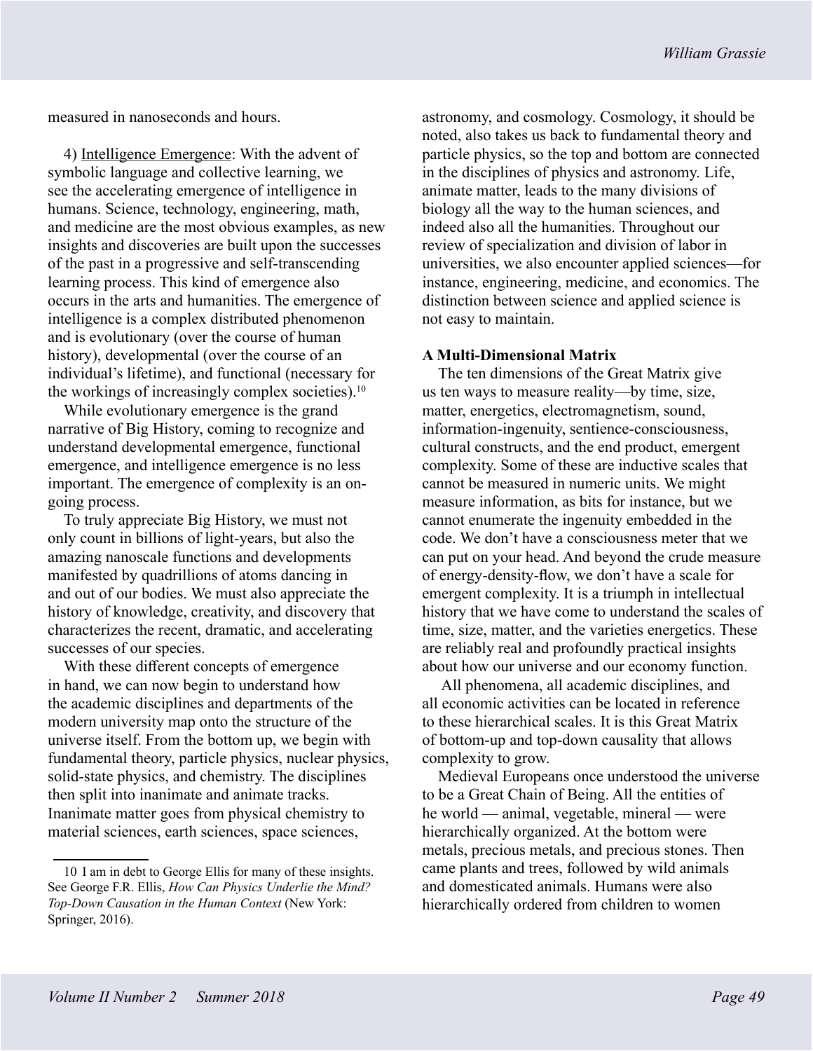measured in nanoseconds and hours.

4) Intelligence Emergence: With the advent of symbolic language and collective learning, we see the accelerating emergence of intelligence in humans. Science, technology, engineering, math, and medicine are the most obvious examples, as new insights and discoveries are built upon the successes of the past in a progressive and self-transcending learning process. This kind of emergence also occurs in the arts and humanities. The emergence of intelligence is a complex distributed phenomenon and is evolutionary (over the course of human history), developmental (over the course of an individual's lifetime), and functional (necessary for the workings of increasingly complex societies).[10]

While evolutionary emergence is the grand narrative of Big History, coming to recognize and understand developmental emergence, functional emergence, and intelligence emergence is no less important. The emergence of complexity is an on-going process.

To truly appreciate Big History, we must not only count in billions of light-years, but also the amazing nanoscale functions and developments manifested by quadrillions of atoms dancing in and out of our bodies. We must also appreciate the history of knowledge, creativity, and discovery that characterizes the recent, dramatic, and accelerating successes of our species.

With these different concepts of emergence in hand, we can now begin to understand how the academic disciplines and departments of the modern university map onto the structure of the universe itself. From the bottom up, we begin with fundamental theory, particle physics, nuclear physics, solid-state physics, and chemistry. The disciplines then split into inanimate and animate tracks. Inanimate matter goes from physical chemistry to material sciences, earth sciences, space sciences, astronomy, and cosmology. Cosmology, it should be noted, also takes us back to fundamental theory and particle physics, so the top and bottom are connected in the disciplines of physics and astronomy. Life, animate matter, leads to the many divisions of biology all the way to the human sciences, and indeed also all the humanities. Throughout our review of specialization and division of labor in universities, we also encounter applied sciences—for instance, engineering, medicine, and economics. The distinction between science and applied science is not easy to maintain.

**A Multi-Dimensional Matrix**

The ten dimensions of the Great Matrix give us ten ways to measure reality—by time, size, matter, energetics, electromagnetism, sound, information-ingenuity, sentience-consciousness, cultural constructs, and the end product, emergent complexity. Some of these are inductive scales that cannot be measured in numeric units. We might measure information, as bits for instance, but we cannot enumerate the ingenuity embedded in the code. We don't have a consciousness meter that we can put on your head. And beyond the crude measure of energy-density-flow, we don't have a scale for emergent complexity. It is a triumph in intellectual history that we have come to understand the scales of time, size, matter, and the varieties energetics. These are reliably real and profoundly practical insights about how our universe and our economy function.

All phenomena, all academic disciplines, and all economic activities can be located in reference to these hierarchical scales. It is this Great Matrix of bottom-up and top-down causality that allows complexity to grow.

Medieval Europeans once understood the universe to be a Great Chain of Being. All the entities of he world — animal, vegetable, mineral — were hierarchically organized. At the bottom were metals, precious metals, and precious stones. Then came plants and trees, followed by wild animals and domesticated animals. Humans were also hierarchically ordered from children to women

---

10 I am in debt to George Ellis for many of these insights. See George F.R. Ellis, *How Can Physics Underlie the Mind? Top-Down Causation in the Human Context* (New York: Springer, 2016).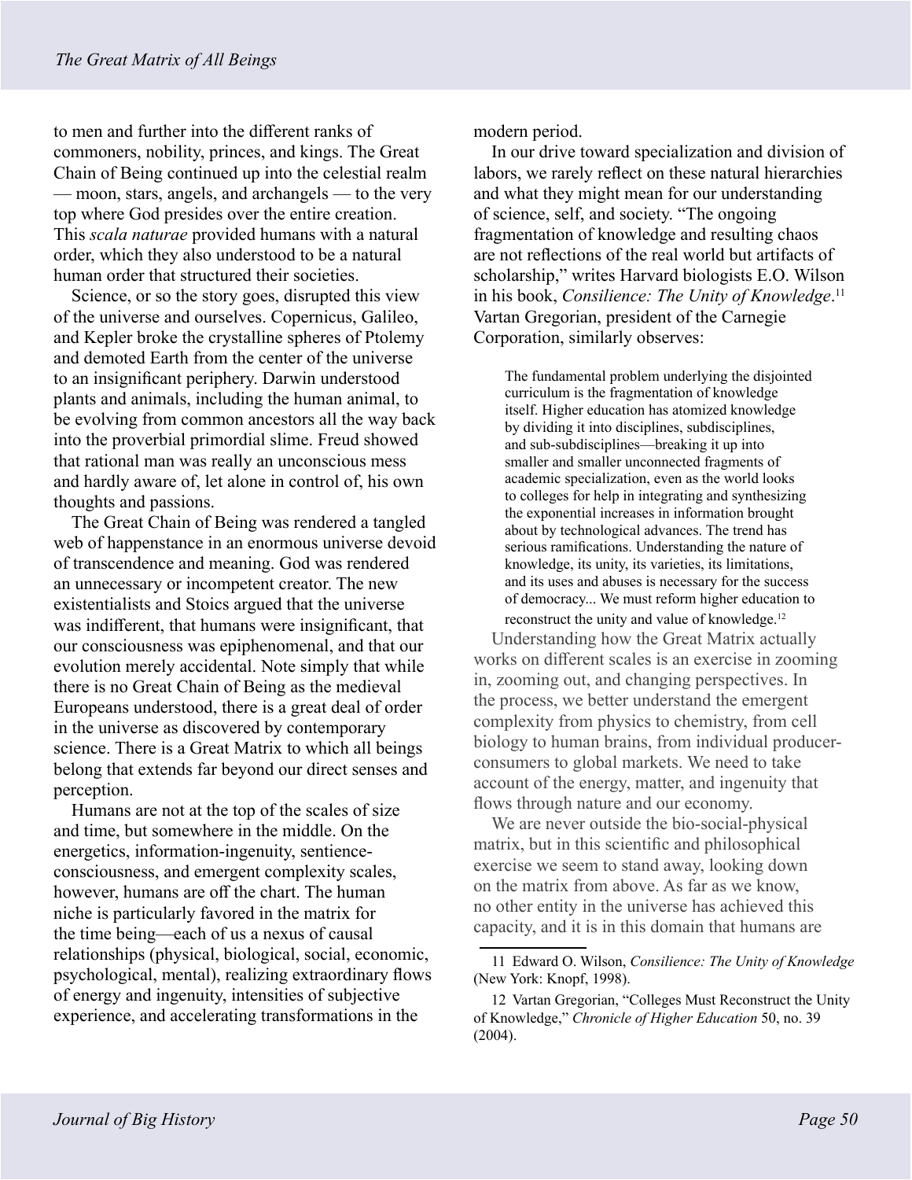to men and further into the different ranks of commoners, nobility, princes, and kings. The Great Chain of Being continued up into the celestial realm — moon, stars, angels, and archangels — to the very top where God presides over the entire creation. This *scala naturae* provided humans with a natural order, which they also understood to be a natural human order that structured their societies.

Science, or so the story goes, disrupted this view of the universe and ourselves. Copernicus, Galileo, and Kepler broke the crystalline spheres of Ptolemy and demoted Earth from the center of the universe to an insignificant periphery. Darwin understood plants and animals, including the human animal, to be evolving from common ancestors all the way back into the proverbial primordial slime. Freud showed that rational man was really an unconscious mess and hardly aware of, let alone in control of, his own thoughts and passions.

The Great Chain of Being was rendered a tangled web of happenstance in an enormous universe devoid of transcendence and meaning. God was rendered an unnecessary or incompetent creator. The new existentialists and Stoics argued that the universe was indifferent, that humans were insignificant, that our consciousness was epiphenomenal, and that our evolution merely accidental. Note simply that while there is no Great Chain of Being as the medieval Europeans understood, there is a great deal of order in the universe as discovered by contemporary science. There is a Great Matrix to which all beings belong that extends far beyond our direct senses and perception.

Humans are not at the top of the scales of size and time, but somewhere in the middle. On the energetics, information-ingenuity, sentience-consciousness, and emergent complexity scales, however, humans are off the chart. The human niche is particularly favored in the matrix for the time being—each of us a nexus of causal relationships (physical, biological, social, economic, psychological, mental), realizing extraordinary flows of energy and ingenuity, intensities of subjective experience, and accelerating transformations in the modern period.

In our drive toward specialization and division of labors, we rarely reflect on these natural hierarchies and what they might mean for our understanding of science, self, and society. "The ongoing fragmentation of knowledge and resulting chaos are not reflections of the real world but artifacts of scholarship," writes Harvard biologists E.O. Wilson in his book, *Consilience: The Unity of Knowledge*.[11] Vartan Gregorian, president of the Carnegie Corporation, similarly observes:

> The fundamental problem underlying the disjointed curriculum is the fragmentation of knowledge itself. Higher education has atomized knowledge by dividing it into disciplines, subdisciplines, and sub-subdisciplines—breaking it up into smaller and smaller unconnected fragments of academic specialization, even as the world looks to colleges for help in integrating and synthesizing the exponential increases in information brought about by technological advances. The trend has serious ramifications. Understanding the nature of knowledge, its unity, its varieties, its limitations, and its uses and abuses is necessary for the success of democracy... We must reform higher education to reconstruct the unity and value of knowledge.[12]

Understanding how the Great Matrix actually works on different scales is an exercise in zooming in, zooming out, and changing perspectives. In the process, we better understand the emergent complexity from physics to chemistry, from cell biology to human brains, from individual producer-consumers to global markets. We need to take account of the energy, matter, and ingenuity that flows through nature and our economy.

We are never outside the bio-social-physical matrix, but in this scientific and philosophical exercise we seem to stand away, looking down on the matrix from above. As far as we know, no other entity in the universe has achieved this capacity, and it is in this domain that humans are

---

11 Edward O. Wilson, *Consilience: The Unity of Knowledge* (New York: Knopf, 1998).

12 Vartan Gregorian, "Colleges Must Reconstruct the Unity of Knowledge," *Chronicle of Higher Education* 50, no. 39 (2004).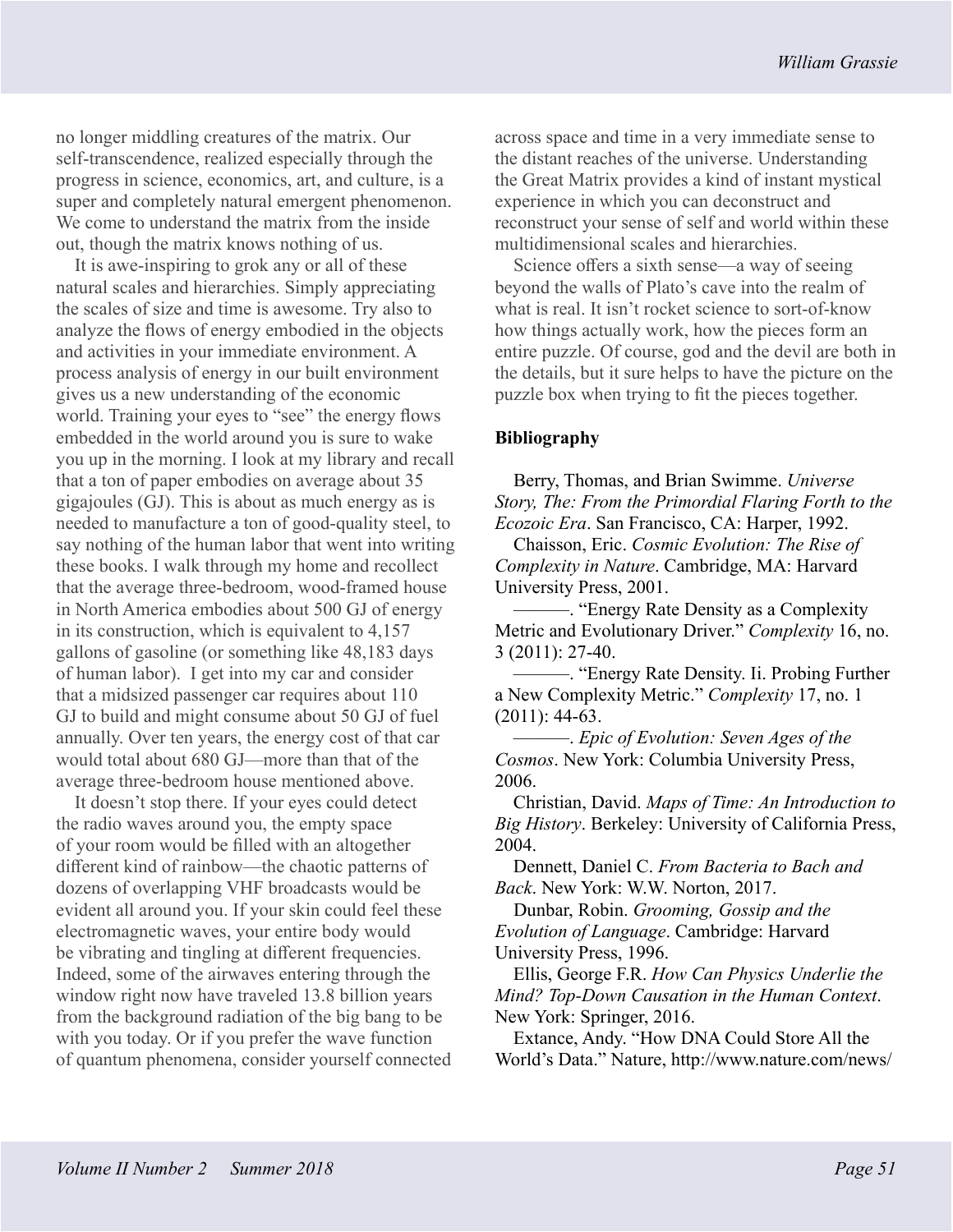no longer middling creatures of the matrix. Our self-transcendence, realized especially through the progress in science, economics, art, and culture, is a super and completely natural emergent phenomenon. We come to understand the matrix from the inside out, though the matrix knows nothing of us.

It is awe-inspiring to grok any or all of these natural scales and hierarchies. Simply appreciating the scales of size and time is awesome. Try also to analyze the flows of energy embodied in the objects and activities in your immediate environment. A process analysis of energy in our built environment gives us a new understanding of the economic world. Training your eyes to "see" the energy flows embedded in the world around you is sure to wake you up in the morning. I look at my library and recall that a ton of paper embodies on average about 35 gigajoules (GJ). This is about as much energy as is needed to manufacture a ton of good-quality steel, to say nothing of the human labor that went into writing these books. I walk through my home and recollect that the average three-bedroom, wood-framed house in North America embodies about 500 GJ of energy in its construction, which is equivalent to 4,157 gallons of gasoline (or something like 48,183 days of human labor). I get into my car and consider that a midsized passenger car requires about 110 GJ to build and might consume about 50 GJ of fuel annually. Over ten years, the energy cost of that car would total about 680 GJ—more than that of the average three-bedroom house mentioned above.

It doesn't stop there. If your eyes could detect the radio waves around you, the empty space of your room would be filled with an altogether different kind of rainbow—the chaotic patterns of dozens of overlapping VHF broadcasts would be evident all around you. If your skin could feel these electromagnetic waves, your entire body would be vibrating and tingling at different frequencies. Indeed, some of the airwaves entering through the window right now have traveled 13.8 billion years from the background radiation of the big bang to be with you today. Or if you prefer the wave function of quantum phenomena, consider yourself connected across space and time in a very immediate sense to the distant reaches of the universe. Understanding the Great Matrix provides a kind of instant mystical experience in which you can deconstruct and reconstruct your sense of self and world within these multidimensional scales and hierarchies.

Science offers a sixth sense—a way of seeing beyond the walls of Plato's cave into the realm of what is real. It isn't rocket science to sort-of-know how things actually work, how the pieces form an entire puzzle. Of course, god and the devil are both in the details, but it sure helps to have the picture on the puzzle box when trying to fit the pieces together.

**Bibliography**

Berry, Thomas, and Brian Swimme. *Universe Story, The: From the Primordial Flaring Forth to the Ecozoic Era*. San Francisco, CA: Harper, 1992.

Chaisson, Eric. *Cosmic Evolution: The Rise of Complexity in Nature*. Cambridge, MA: Harvard University Press, 2001.

———. "Energy Rate Density as a Complexity Metric and Evolutionary Driver." *Complexity* 16, no. 3 (2011): 27-40.

———. "Energy Rate Density. Ii. Probing Further a New Complexity Metric." *Complexity* 17, no. 1 (2011): 44-63.

———. *Epic of Evolution: Seven Ages of the Cosmos*. New York: Columbia University Press, 2006.

Christian, David. *Maps of Time: An Introduction to Big History*. Berkeley: University of California Press, 2004.

Dennett, Daniel C. *From Bacteria to Bach and Back*. New York: W.W. Norton, 2017.

Dunbar, Robin. *Grooming, Gossip and the Evolution of Language*. Cambridge: Harvard University Press, 1996.

Ellis, George F.R. *How Can Physics Underlie the Mind? Top-Down Causation in the Human Context*. New York: Springer, 2016.

Extance, Andy. "How DNA Could Store All the World's Data." Nature, http://www.nature.com/news/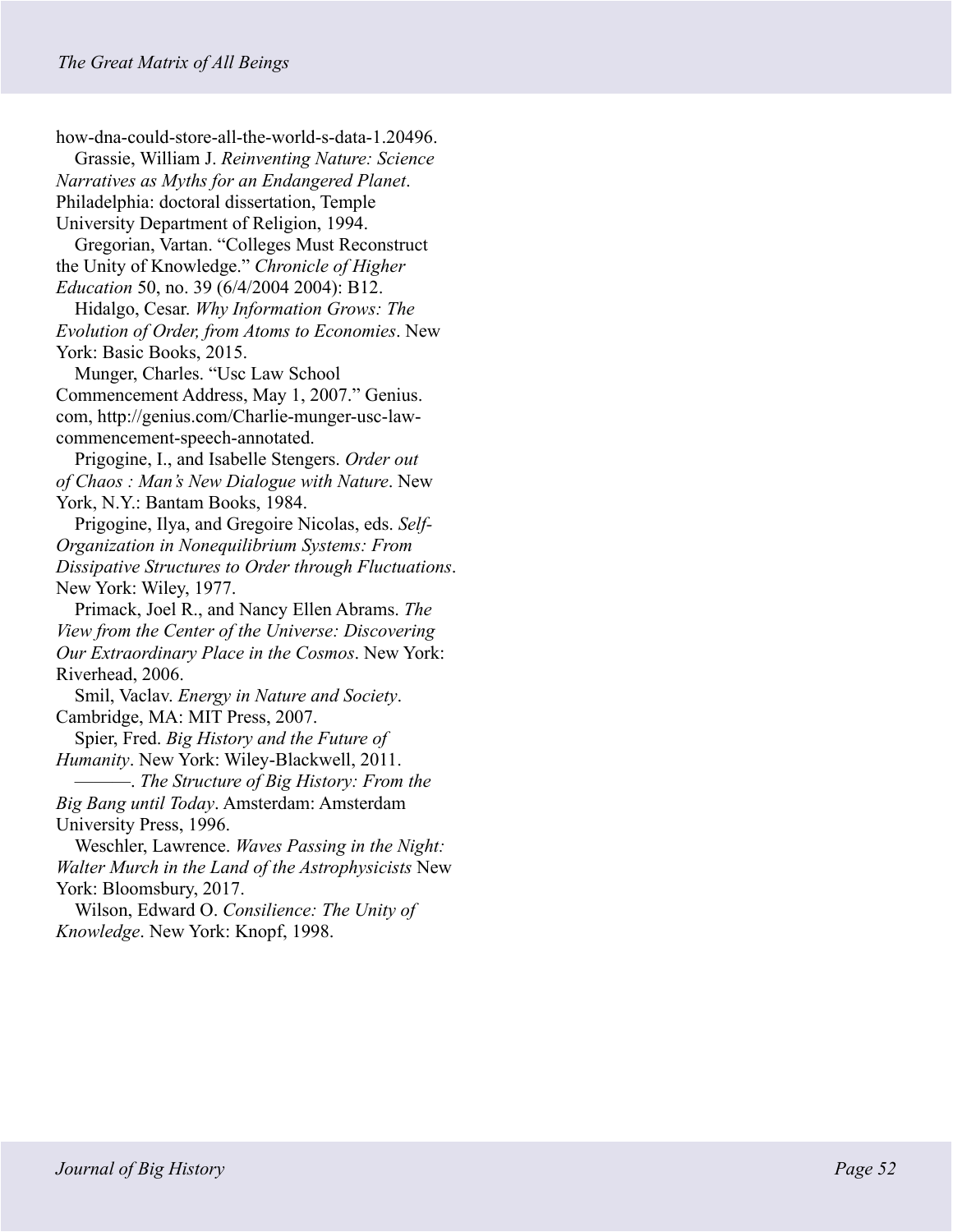how-dna-could-store-all-the-world-s-data-1.20496.

Grassie, William J. *Reinventing Nature: Science Narratives as Myths for an Endangered Planet*. Philadelphia: doctoral dissertation, Temple University Department of Religion, 1994.

Gregorian, Vartan. “Colleges Must Reconstruct the Unity of Knowledge.” *Chronicle of Higher Education* 50, no. 39 (6/4/2004 2004): B12.

Hidalgo, Cesar. *Why Information Grows: The Evolution of Order, from Atoms to Economies*. New York: Basic Books, 2015.

Munger, Charles. “Usc Law School Commencement Address, May 1, 2007.” Genius.com, http://genius.com/Charlie-munger-usc-law-commencement-speech-annotated.

Prigogine, I., and Isabelle Stengers. *Order out of Chaos : Man’s New Dialogue with Nature*. New York, N.Y.: Bantam Books, 1984.

Prigogine, Ilya, and Gregoire Nicolas, eds. *Self-Organization in Nonequilibrium Systems: From Dissipative Structures to Order through Fluctuations*. New York: Wiley, 1977.

Primack, Joel R., and Nancy Ellen Abrams. *The View from the Center of the Universe: Discovering Our Extraordinary Place in the Cosmos*. New York: Riverhead, 2006.

Smil, Vaclav. *Energy in Nature and Society*. Cambridge, MA: MIT Press, 2007.

Spier, Fred. *Big History and the Future of Humanity*. New York: Wiley-Blackwell, 2011.

———. *The Structure of Big History: From the Big Bang until Today*. Amsterdam: Amsterdam University Press, 1996.

Weschler, Lawrence. *Waves Passing in the Night: Walter Murch in the Land of the Astrophysicists* New York: Bloomsbury, 2017.

Wilson, Edward O. *Consilience: The Unity of Knowledge*. New York: Knopf, 1998.